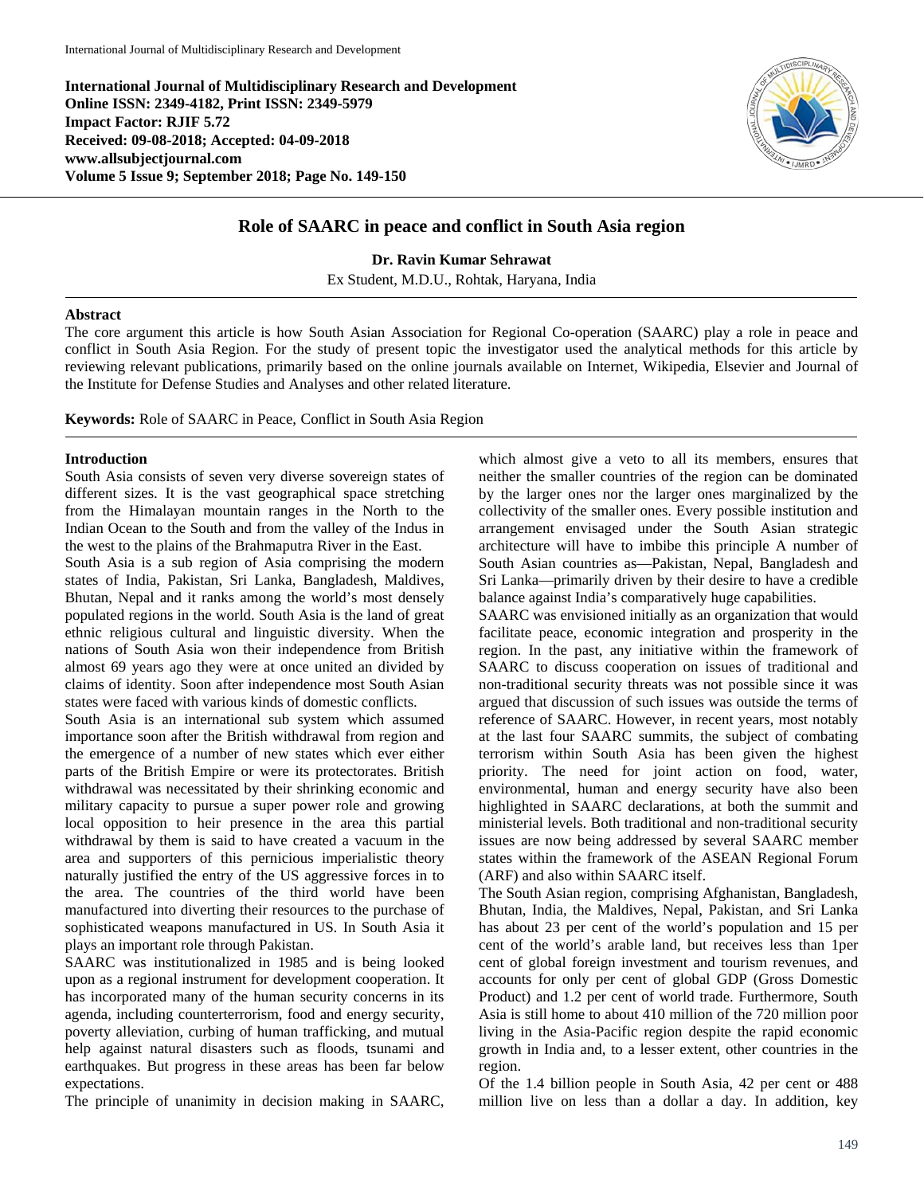**International Journal of Multidisciplinary Research and Development**
**Online ISSN: 2349-4182, Print ISSN: 2349-5979**
**Impact Factor: RJIF 5.72**
**Received: 09-08-2018; Accepted: 04-09-2018**
**www.allsubjectjournal.com**
**Volume 5 Issue 9; September 2018; Page No. 149-150**

# Role of SAARC in peace and conflict in South Asia region

**Dr. Ravin Kumar Sehrawat**

Ex Student, M.D.U., Rohtak, Haryana, India

## Abstract

The core argument this article is how South Asian Association for Regional Co-operation (SAARC) play a role in peace and conflict in South Asia Region. For the study of present topic the investigator used the analytical methods for this article by reviewing relevant publications, primarily based on the online journals available on Internet, Wikipedia, Elsevier and Journal of the Institute for Defense Studies and Analyses and other related literature.

**Keywords:** Role of SAARC in Peace, Conflict in South Asia Region

## Introduction

South Asia consists of seven very diverse sovereign states of different sizes. It is the vast geographical space stretching from the Himalayan mountain ranges in the North to the Indian Ocean to the South and from the valley of the Indus in the west to the plains of the Brahmaputra River in the East.

South Asia is a sub region of Asia comprising the modern states of India, Pakistan, Sri Lanka, Bangladesh, Maldives, Bhutan, Nepal and it ranks among the world's most densely populated regions in the world. South Asia is the land of great ethnic religious cultural and linguistic diversity. When the nations of South Asia won their independence from British almost 69 years ago they were at once united an divided by claims of identity. Soon after independence most South Asian states were faced with various kinds of domestic conflicts.

South Asia is an international sub system which assumed importance soon after the British withdrawal from region and the emergence of a number of new states which ever either parts of the British Empire or were its protectorates. British withdrawal was necessitated by their shrinking economic and military capacity to pursue a super power role and growing local opposition to heir presence in the area this partial withdrawal by them is said to have created a vacuum in the area and supporters of this pernicious imperialistic theory naturally justified the entry of the US aggressive forces in to the area. The countries of the third world have been manufactured into diverting their resources to the purchase of sophisticated weapons manufactured in US. In South Asia it plays an important role through Pakistan.

SAARC was institutionalized in 1985 and is being looked upon as a regional instrument for development cooperation. It has incorporated many of the human security concerns in its agenda, including counterterrorism, food and energy security, poverty alleviation, curbing of human trafficking, and mutual help against natural disasters such as floods, tsunami and earthquakes. But progress in these areas has been far below expectations.

The principle of unanimity in decision making in SAARC, which almost give a veto to all its members, ensures that neither the smaller countries of the region can be dominated by the larger ones nor the larger ones marginalized by the collectivity of the smaller ones. Every possible institution and arrangement envisaged under the South Asian strategic architecture will have to imbibe this principle A number of South Asian countries as—Pakistan, Nepal, Bangladesh and Sri Lanka—primarily driven by their desire to have a credible balance against India's comparatively huge capabilities.

SAARC was envisioned initially as an organization that would facilitate peace, economic integration and prosperity in the region. In the past, any initiative within the framework of SAARC to discuss cooperation on issues of traditional and non-traditional security threats was not possible since it was argued that discussion of such issues was outside the terms of reference of SAARC. However, in recent years, most notably at the last four SAARC summits, the subject of combating terrorism within South Asia has been given the highest priority. The need for joint action on food, water, environmental, human and energy security have also been highlighted in SAARC declarations, at both the summit and ministerial levels. Both traditional and non-traditional security issues are now being addressed by several SAARC member states within the framework of the ASEAN Regional Forum (ARF) and also within SAARC itself.

The South Asian region, comprising Afghanistan, Bangladesh, Bhutan, India, the Maldives, Nepal, Pakistan, and Sri Lanka has about 23 per cent of the world's population and 15 per cent of the world's arable land, but receives less than 1per cent of global foreign investment and tourism revenues, and accounts for only per cent of global GDP (Gross Domestic Product) and 1.2 per cent of world trade. Furthermore, South Asia is still home to about 410 million of the 720 million poor living in the Asia-Pacific region despite the rapid economic growth in India and, to a lesser extent, other countries in the region.

Of the 1.4 billion people in South Asia, 42 per cent or 488 million live on less than a dollar a day. In addition, key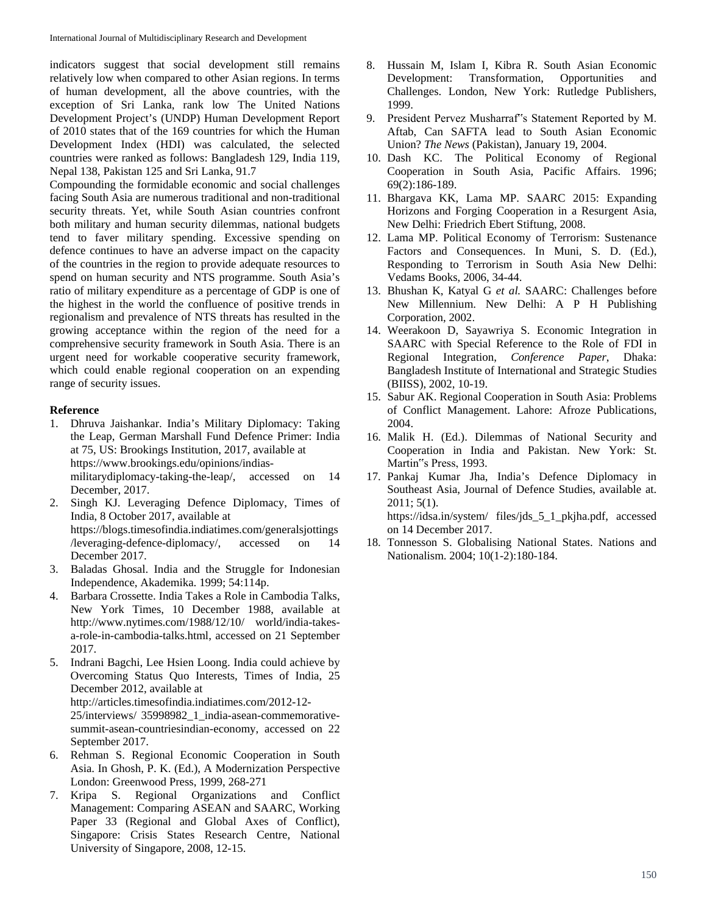indicators suggest that social development still remains relatively low when compared to other Asian regions. In terms of human development, all the above countries, with the exception of Sri Lanka, rank low The United Nations Development Project's (UNDP) Human Development Report of 2010 states that of the 169 countries for which the Human Development Index (HDI) was calculated, the selected countries were ranked as follows: Bangladesh 129, India 119, Nepal 138, Pakistan 125 and Sri Lanka, 91.7

Compounding the formidable economic and social challenges facing South Asia are numerous traditional and non-traditional security threats. Yet, while South Asian countries confront both military and human security dilemmas, national budgets tend to faver military spending. Excessive spending on defence continues to have an adverse impact on the capacity of the countries in the region to provide adequate resources to spend on human security and NTS programme. South Asia's ratio of military expenditure as a percentage of GDP is one of the highest in the world the confluence of positive trends in regionalism and prevalence of NTS threats has resulted in the growing acceptance within the region of the need for a comprehensive security framework in South Asia. There is an urgent need for workable cooperative security framework, which could enable regional cooperation on an expending range of security issues.

**Reference**

1. Dhruva Jaishankar. India's Military Diplomacy: Taking the Leap, German Marshall Fund Defence Primer: India at 75, US: Brookings Institution, 2017, available at https://www.brookings.edu/opinions/indias-militarydiplomacy-taking-the-leap/, accessed on 14 December, 2017.
2. Singh KJ. Leveraging Defence Diplomacy, Times of India, 8 October 2017, available at https://blogs.timesofindia.indiatimes.com/generalsjottings/leveraging-defence-diplomacy/, accessed on 14 December 2017.
3. Baladas Ghosal. India and the Struggle for Indonesian Independence, Akademika. 1999; 54:114p.
4. Barbara Crossette. India Takes a Role in Cambodia Talks, New York Times, 10 December 1988, available at http://www.nytimes.com/1988/12/10/ world/india-takes-a-role-in-cambodia-talks.html, accessed on 21 September 2017.
5. Indrani Bagchi, Lee Hsien Loong. India could achieve by Overcoming Status Quo Interests, Times of India, 25 December 2012, available at http://articles.timesofindia.indiatimes.com/2012-12-25/interviews/ 35998982_1_india-asean-commemorative-summit-asean-countriesindian-economy, accessed on 22 September 2017.
6. Rehman S. Regional Economic Cooperation in South Asia. In Ghosh, P. K. (Ed.), A Modernization Perspective London: Greenwood Press, 1999, 268-271
7. Kripa S. Regional Organizations and Conflict Management: Comparing ASEAN and SAARC, Working Paper 33 (Regional and Global Axes of Conflict), Singapore: Crisis States Research Centre, National University of Singapore, 2008, 12-15.
8. Hussain M, Islam I, Kibra R. South Asian Economic Development: Transformation, Opportunities and Challenges. London, New York: Rutledge Publishers, 1999.
9. President Pervez Musharraf‟s Statement Reported by M. Aftab, Can SAFTA lead to South Asian Economic Union? *The News* (Pakistan), January 19, 2004.
10. Dash KC. The Political Economy of Regional Cooperation in South Asia, Pacific Affairs. 1996; 69(2):186-189.
11. Bhargava KK, Lama MP. SAARC 2015: Expanding Horizons and Forging Cooperation in a Resurgent Asia, New Delhi: Friedrich Ebert Stiftung, 2008.
12. Lama MP. Political Economy of Terrorism: Sustenance Factors and Consequences. In Muni, S. D. (Ed.), Responding to Terrorism in South Asia New Delhi: Vedams Books, 2006, 34-44.
13. Bhushan K, Katyal G *et al.* SAARC: Challenges before New Millennium. New Delhi: A P H Publishing Corporation, 2002.
14. Weerakoon D, Sayawriya S. Economic Integration in SAARC with Special Reference to the Role of FDI in Regional Integration, *Conference Paper*, Dhaka: Bangladesh Institute of International and Strategic Studies (BIISS), 2002, 10-19.
15. Sabur AK. Regional Cooperation in South Asia: Problems of Conflict Management. Lahore: Afroze Publications, 2004.
16. Malik H. (Ed.). Dilemmas of National Security and Cooperation in India and Pakistan. New York: St. Martin‟s Press, 1993.
17. Pankaj Kumar Jha, India's Defence Diplomacy in Southeast Asia, Journal of Defence Studies, available at. 2011; 5(1). https://idsa.in/system/ files/jds_5_1_pkjha.pdf, accessed on 14 December 2017.
18. Tonnesson S. Globalising National States. Nations and Nationalism. 2004; 10(1-2):180-184.